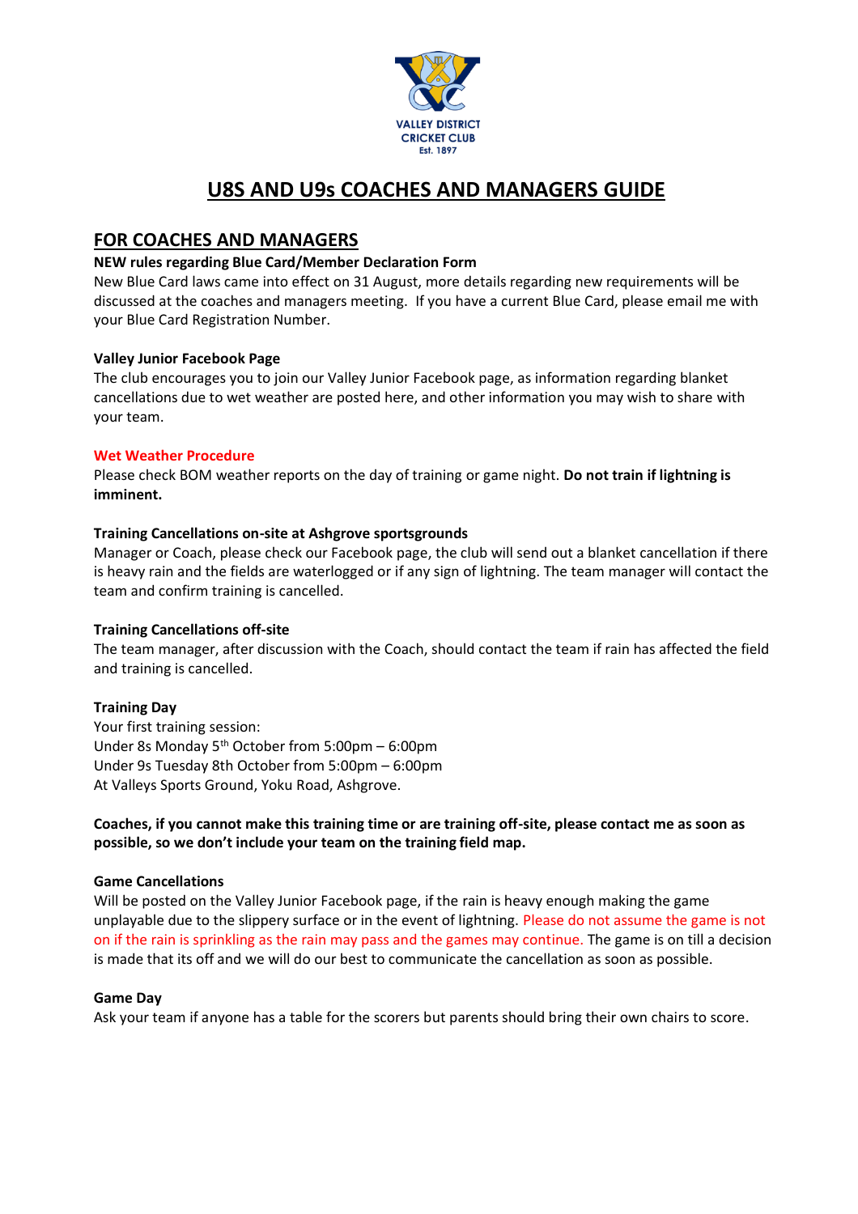VALLEY DISTRICT
CRICKET CLUB
Est. 1897

# U8S AND U9s COACHES AND MANAGERS GUIDE

## FOR COACHES AND MANAGERS

**NEW rules regarding Blue Card/Member Declaration Form**

New Blue Card laws came into effect on 31 August, more details regarding new requirements will be discussed at the coaches and managers meeting. If you have a current Blue Card, please email me with your Blue Card Registration Number.

**Valley Junior Facebook Page**

The club encourages you to join our Valley Junior Facebook page, as information regarding blanket cancellations due to wet weather are posted here, and other information you may wish to share with your team.

**Wet Weather Procedure**

Please check BOM weather reports on the day of training or game night. **Do not train if lightning is imminent.**

**Training Cancellations on-site at Ashgrove sportsgrounds**

Manager or Coach, please check our Facebook page, the club will send out a blanket cancellation if there is heavy rain and the fields are waterlogged or if any sign of lightning. The team manager will contact the team and confirm training is cancelled.

**Training Cancellations off-site**

The team manager, after discussion with the Coach, should contact the team if rain has affected the field and training is cancelled.

**Training Day**

Your first training session:
Under 8s Monday 5th October from 5:00pm – 6:00pm
Under 9s Tuesday 8th October from 5:00pm – 6:00pm
At Valleys Sports Ground, Yoku Road, Ashgrove.

**Coaches, if you cannot make this training time or are training off-site, please contact me as soon as possible, so we don't include your team on the training field map.**

**Game Cancellations**

Will be posted on the Valley Junior Facebook page, if the rain is heavy enough making the game unplayable due to the slippery surface or in the event of lightning. Please do not assume the game is not on if the rain is sprinkling as the rain may pass and the games may continue. The game is on till a decision is made that its off and we will do our best to communicate the cancellation as soon as possible.

**Game Day**

Ask your team if anyone has a table for the scorers but parents should bring their own chairs to score.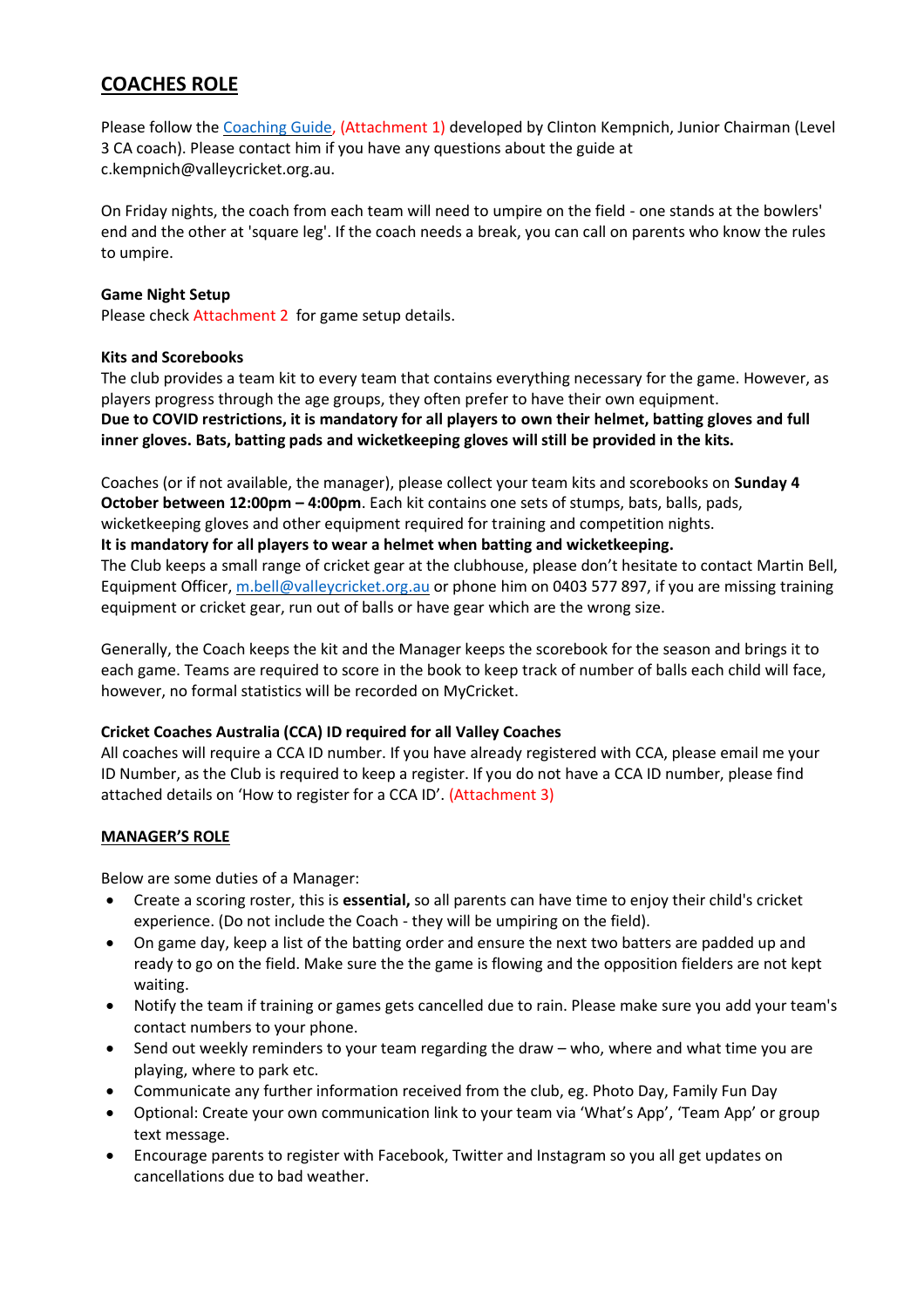## COACHES ROLE

Please follow the [Coaching Guide](), (Attachment 1) developed by Clinton Kempnich, Junior Chairman (Level 3 CA coach). Please contact him if you have any questions about the guide at c.kempnich@valleycricket.org.au.

On Friday nights, the coach from each team will need to umpire on the field - one stands at the bowlers' end and the other at 'square leg'. If the coach needs a break, you can call on parents who know the rules to umpire.

**Game Night Setup**
Please check Attachment 2 for game setup details.

**Kits and Scorebooks**
The club provides a team kit to every team that contains everything necessary for the game. However, as players progress through the age groups, they often prefer to have their own equipment.
**Due to COVID restrictions, it is mandatory for all players to own their helmet, batting gloves and full inner gloves. Bats, batting pads and wicketkeeping gloves will still be provided in the kits.**

Coaches (or if not available, the manager), please collect your team kits and scorebooks on **Sunday 4 October between 12:00pm – 4:00pm**. Each kit contains one sets of stumps, bats, balls, pads, wicketkeeping gloves and other equipment required for training and competition nights.
**It is mandatory for all players to wear a helmet when batting and wicketkeeping.**
The Club keeps a small range of cricket gear at the clubhouse, please don't hesitate to contact Martin Bell, Equipment Officer, m.bell@valleycricket.org.au or phone him on 0403 577 897, if you are missing training equipment or cricket gear, run out of balls or have gear which are the wrong size.

Generally, the Coach keeps the kit and the Manager keeps the scorebook for the season and brings it to each game. Teams are required to score in the book to keep track of number of balls each child will face, however, no formal statistics will be recorded on MyCricket.

**Cricket Coaches Australia (CCA) ID required for all Valley Coaches**
All coaches will require a CCA ID number. If you have already registered with CCA, please email me your ID Number, as the Club is required to keep a register. If you do not have a CCA ID number, please find attached details on 'How to register for a CCA ID'. (Attachment 3)

## MANAGER'S ROLE

Below are some duties of a Manager:

- Create a scoring roster, this is **essential,** so all parents can have time to enjoy their child's cricket experience. (Do not include the Coach - they will be umpiring on the field).
- On game day, keep a list of the batting order and ensure the next two batters are padded up and ready to go on the field. Make sure the the game is flowing and the opposition fielders are not kept waiting.
- Notify the team if training or games gets cancelled due to rain. Please make sure you add your team's contact numbers to your phone.
- Send out weekly reminders to your team regarding the draw – who, where and what time you are playing, where to park etc.
- Communicate any further information received from the club, eg. Photo Day, Family Fun Day
- Optional: Create your own communication link to your team via 'What's App', 'Team App' or group text message.
- Encourage parents to register with Facebook, Twitter and Instagram so you all get updates on cancellations due to bad weather.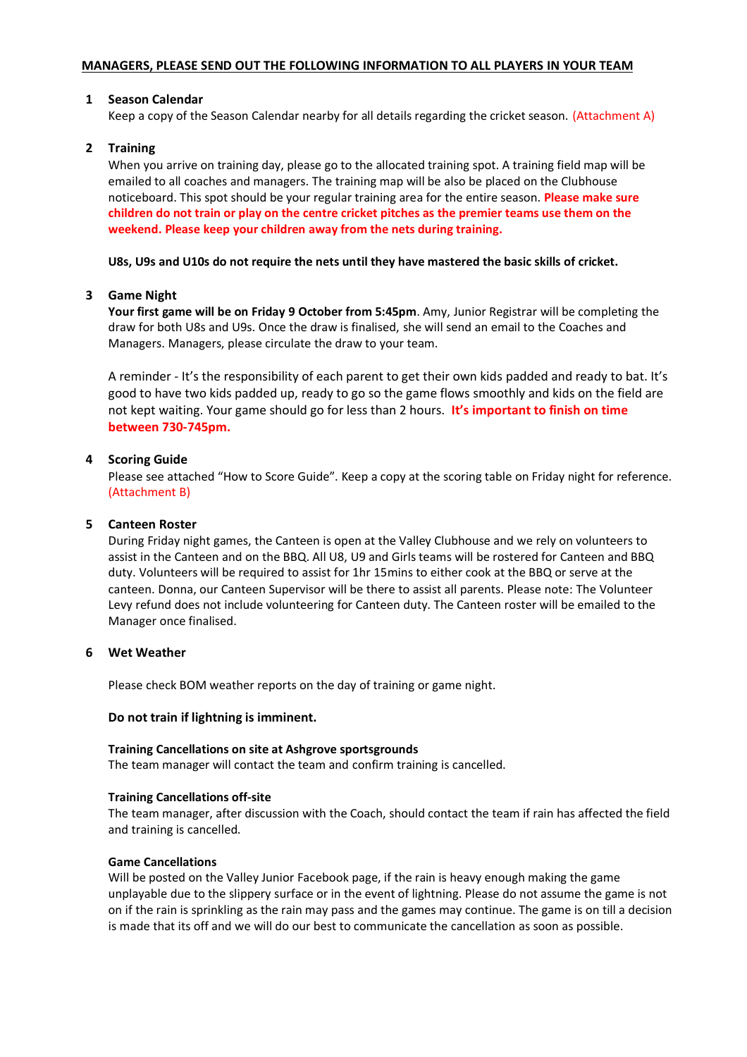**MANAGERS, PLEASE SEND OUT THE FOLLOWING INFORMATION TO ALL PLAYERS IN YOUR TEAM**

## 1 Season Calendar

Keep a copy of the Season Calendar nearby for all details regarding the cricket season. (Attachment A)

## 2 Training

When you arrive on training day, please go to the allocated training spot. A training field map will be emailed to all coaches and managers. The training map will be also be placed on the Clubhouse noticeboard. This spot should be your regular training area for the entire season. **Please make sure children do not train or play on the centre cricket pitches as the premier teams use them on the weekend. Please keep your children away from the nets during training.**

**U8s, U9s and U10s do not require the nets until they have mastered the basic skills of cricket.**

## 3 Game Night

**Your first game will be on Friday 9 October from 5:45pm**. Amy, Junior Registrar will be completing the draw for both U8s and U9s. Once the draw is finalised, she will send an email to the Coaches and Managers. Managers, please circulate the draw to your team.

A reminder - It's the responsibility of each parent to get their own kids padded and ready to bat. It's good to have two kids padded up, ready to go so the game flows smoothly and kids on the field are not kept waiting. Your game should go for less than 2 hours. **It's important to finish on time between 730-745pm.**

## 4 Scoring Guide

Please see attached "How to Score Guide". Keep a copy at the scoring table on Friday night for reference. (Attachment B)

## 5 Canteen Roster

During Friday night games, the Canteen is open at the Valley Clubhouse and we rely on volunteers to assist in the Canteen and on the BBQ. All U8, U9 and Girls teams will be rostered for Canteen and BBQ duty. Volunteers will be required to assist for 1hr 15mins to either cook at the BBQ or serve at the canteen. Donna, our Canteen Supervisor will be there to assist all parents. Please note: The Volunteer Levy refund does not include volunteering for Canteen duty. The Canteen roster will be emailed to the Manager once finalised.

## 6 Wet Weather

Please check BOM weather reports on the day of training or game night.

**Do not train if lightning is imminent.**

**Training Cancellations on site at Ashgrove sportsgrounds**
The team manager will contact the team and confirm training is cancelled.

**Training Cancellations off-site**
The team manager, after discussion with the Coach, should contact the team if rain has affected the field and training is cancelled.

**Game Cancellations**
Will be posted on the Valley Junior Facebook page, if the rain is heavy enough making the game unplayable due to the slippery surface or in the event of lightning. Please do not assume the game is not on if the rain is sprinkling as the rain may pass and the games may continue. The game is on till a decision is made that its off and we will do our best to communicate the cancellation as soon as possible.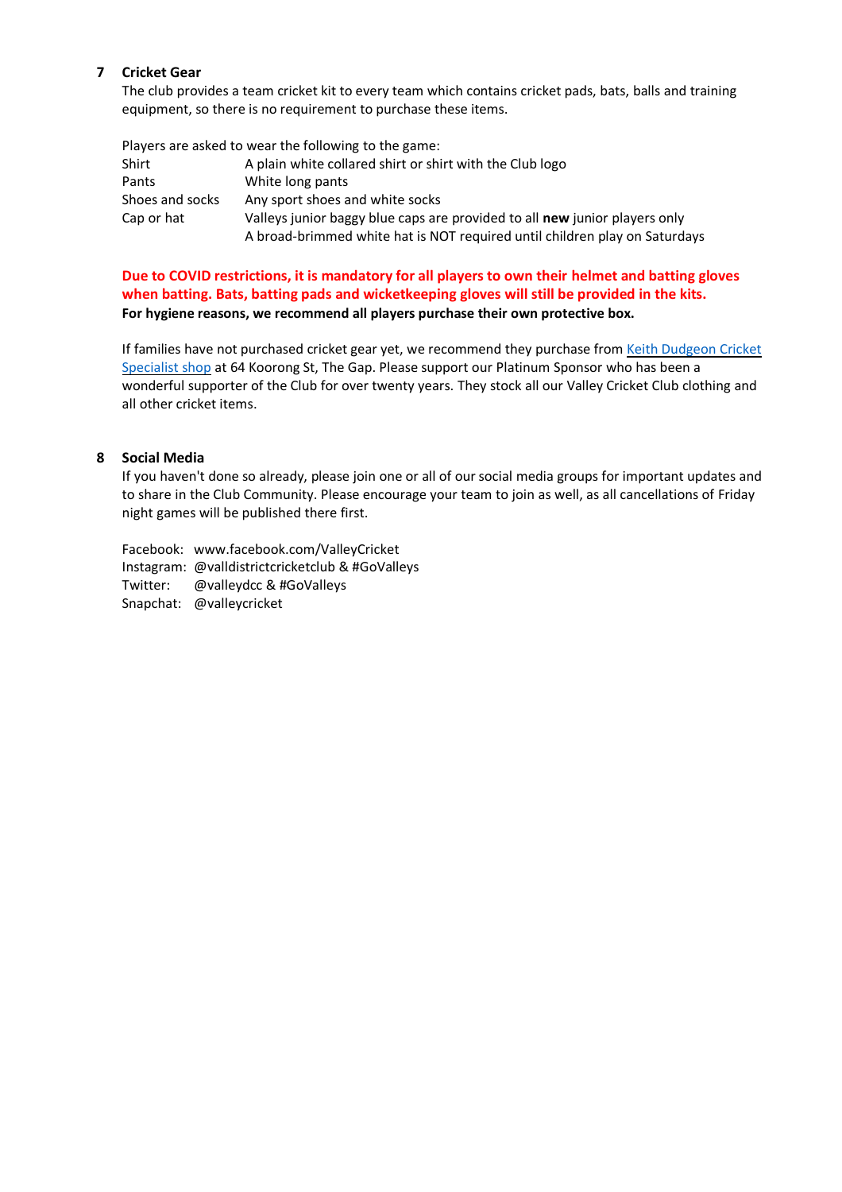## 7 Cricket Gear

The club provides a team cricket kit to every team which contains cricket pads, bats, balls and training equipment, so there is no requirement to purchase these items.

Players are asked to wear the following to the game:

| | |
|---|---|
| Shirt | A plain white collared shirt or shirt with the Club logo |
| Pants | White long pants |
| Shoes and socks | Any sport shoes and white socks |
| Cap or hat | Valleys junior baggy blue caps are provided to all **new** junior players only<br>A broad-brimmed white hat is NOT required until children play on Saturdays |

**Due to COVID restrictions, it is mandatory for all players to own their helmet and batting gloves when batting. Bats, batting pads and wicketkeeping gloves will still be provided in the kits.**
**For hygiene reasons, we recommend all players purchase their own protective box.**

If families have not purchased cricket gear yet, we recommend they purchase from Keith Dudgeon Cricket Specialist shop at 64 Koorong St, The Gap. Please support our Platinum Sponsor who has been a wonderful supporter of the Club for over twenty years. They stock all our Valley Cricket Club clothing and all other cricket items.

## 8 Social Media

If you haven't done so already, please join one or all of our social media groups for important updates and to share in the Club Community. Please encourage your team to join as well, as all cancellations of Friday night games will be published there first.

Facebook: www.facebook.com/ValleyCricket
Instagram: @valldistrictcricketclub & #GoValleys
Twitter: @valleydcc & #GoValleys
Snapchat: @valleycricket